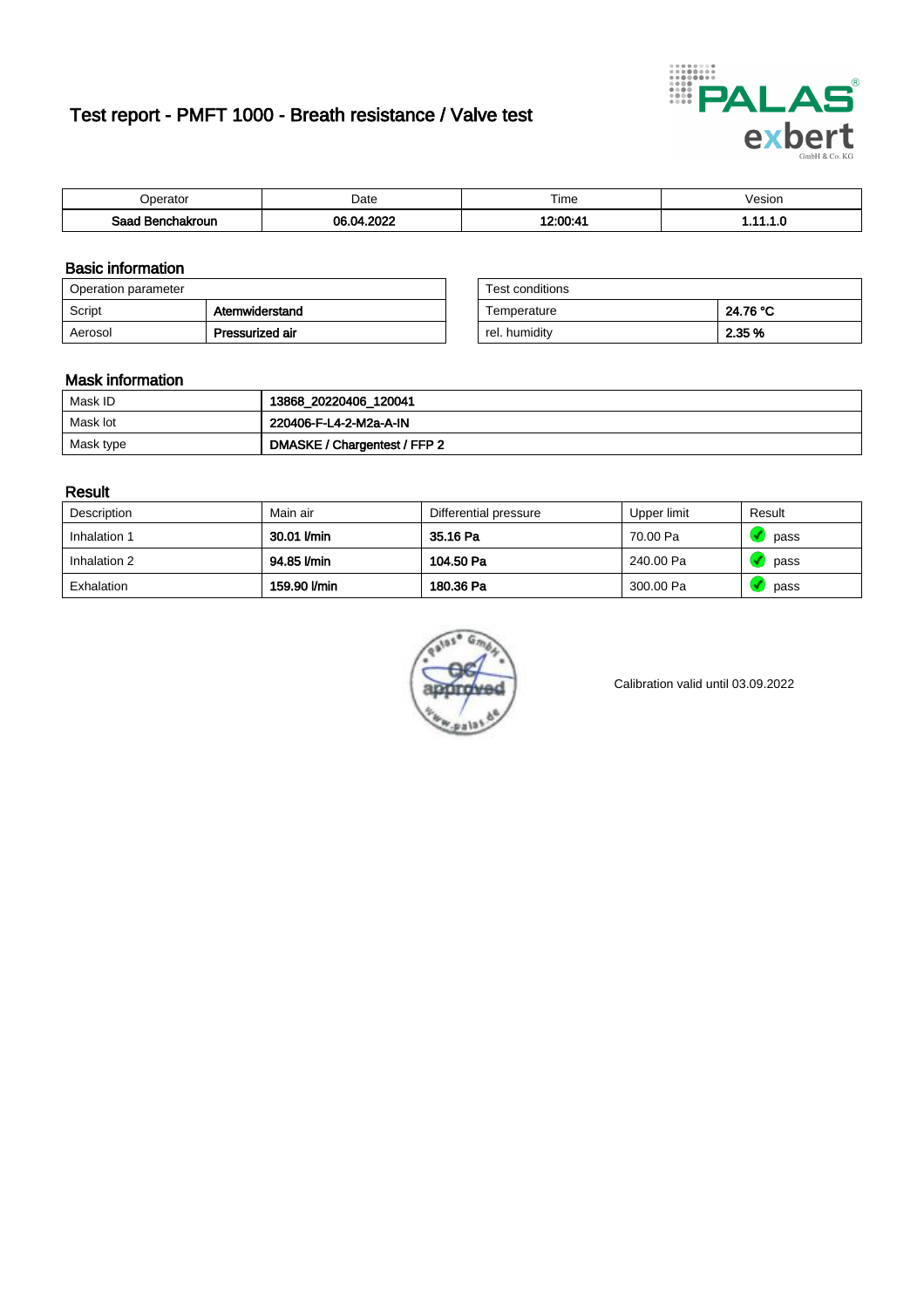# Test report - PMFT 1000 - Breath resistance / Valve test

| Operator | Date | Time | Vesion |
|---|---|---|---|
| **Saad Benchakroun** | **06.04.2022** | **12:00:41** | **1.11.1.0** |

## Basic information

| Operation parameter | |
|---|---|
| Script | **Atemwiderstand** |
| Aerosol | **Pressurized air** |

| Test conditions | |
|---|---|
| Temperature | **24.76 °C** |
| rel. humidity | **2.35 %** |

## Mask information

| | |
|---|---|
| Mask ID | **13868_20220406_120041** |
| Mask lot | **220406-F-L4-2-M2a-A-IN** |
| Mask type | **DMASKE / Chargentest / FFP 2** |

## Result

| Description | Main air | Differential pressure | Upper limit | Result |
|---|---|---|---|---|
| Inhalation 1 | **30.01 l/min** | **35.16 Pa** | 70.00 Pa | pass |
| Inhalation 2 | **94.85 l/min** | **104.50 Pa** | 240.00 Pa | pass |
| Exhalation | **159.90 l/min** | **180.36 Pa** | 300.00 Pa | pass |

Calibration valid until 03.09.2022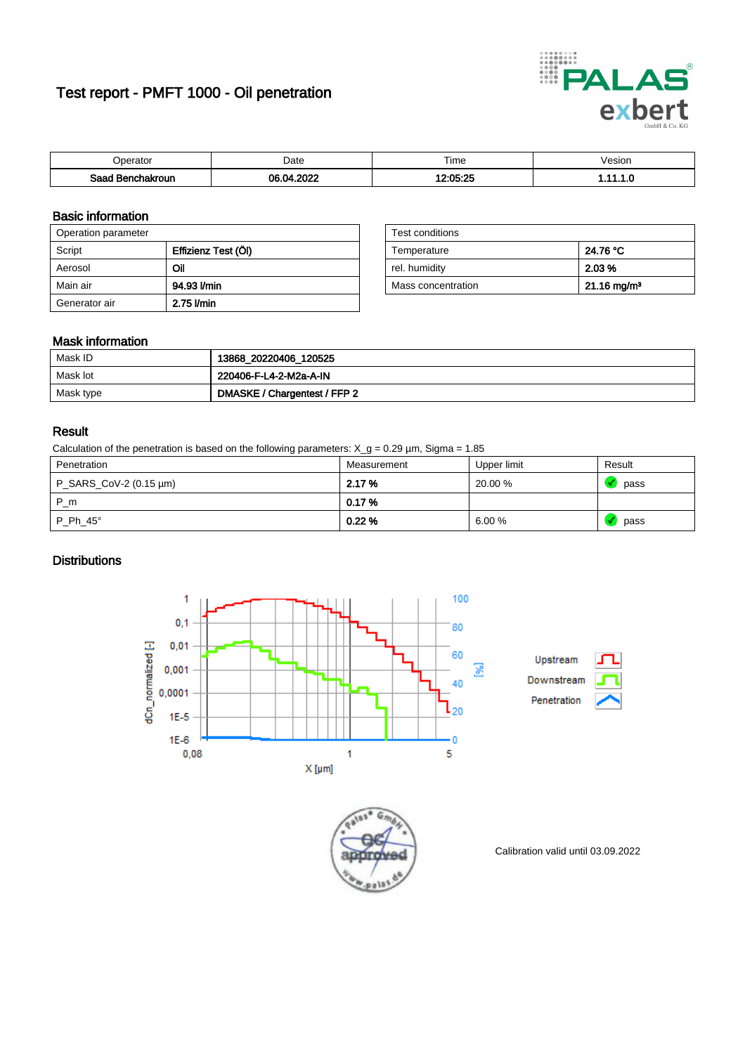# Test report - PMFT 1000 - Oil penetration

PALAS exbert GmbH & Co. KG

| Operator | Date | Time | Vesion |
|---|---|---|---|
| **Saad Benchakroun** | **06.04.2022** | **12:05:25** | **1.11.1.0** |

## Basic information

| Operation parameter | |
|---|---|
| Script | **Effizienz Test (Öl)** |
| Aerosol | **Oil** |
| Main air | **94.93 l/min** |
| Generator air | **2.75 l/min** |

| Test conditions | |
|---|---|
| Temperature | **24.76 °C** |
| rel. humidity | **2.03 %** |
| Mass concentration | **21.16 mg/m³** |

## Mask information

| | |
|---|---|
| Mask ID | **13868_20220406_120525** |
| Mask lot | **220406-F-L4-2-M2a-A-IN** |
| Mask type | **DMASKE / Chargentest / FFP 2** |

## Result

Calculation of the penetration is based on the following parameters: X_g = 0.29 µm, Sigma = 1.85

| Penetration | Measurement | Upper limit | Result |
|---|---|---|---|
| P_SARS_CoV-2 (0.15 µm) | **2.17 %** | 20.00 % | pass |
| P_m | **0.17 %** | | |
| P_Ph_45° | **0.22 %** | 6.00 % | pass |

## Distributions

dCn_normalized [-]
1
0,1
0,01
0,001
0,0001
1E-5
1E-6
0,08
1
5
X [µm]
[%]
100
80
60
40
20
0

Upstream
Downstream
Penetration

Palas® GmbH
QC approved
www.palas.de

Calibration valid until 03.09.2022